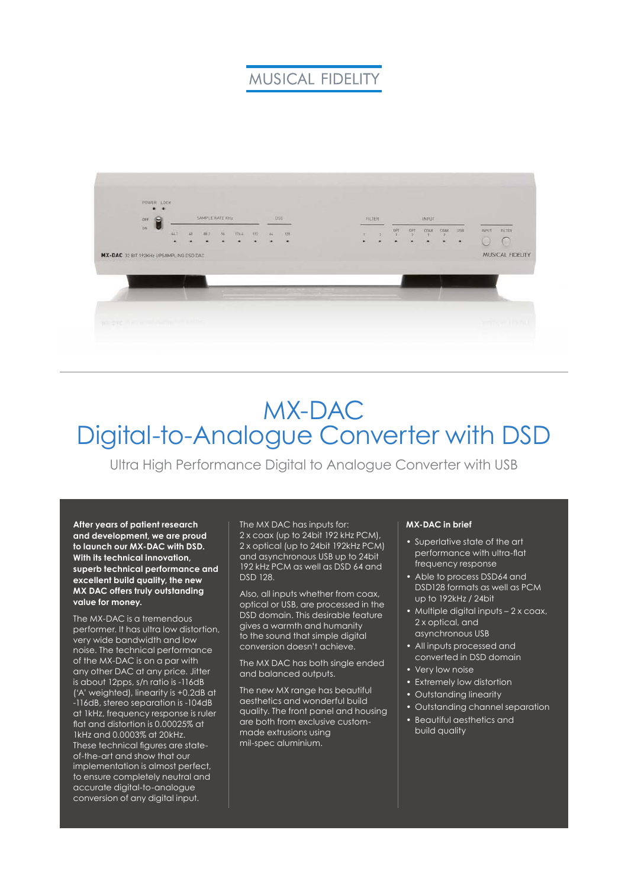MUSICAL FIDELITY

# MX-DAC
# Digital-to-Analogue Converter with DSD

Ultra High Performance Digital to Analogue Converter with USB

**After years of patient research and development, we are proud to launch our MX-DAC with DSD. With its technical innovation, superb technical performance and excellent build quality, the new MX DAC offers truly outstanding value for money.**

The MX-DAC is a tremendous performer. It has ultra low distortion, very wide bandwidth and low noise. The technical performance of the MX-DAC is on a par with any other DAC at any price. Jitter is about 12pps, s/n ratio is -116dB ('A' weighted), linearity is +0.2dB at -116dB, stereo separation is -104dB at 1kHz, frequency response is ruler flat and distortion is 0.00025% at 1kHz and 0.0003% at 20kHz. These technical figures are state-of-the-art and show that our implementation is almost perfect, to ensure completely neutral and accurate digital-to-analogue conversion of any digital input.

The MX DAC has inputs for:
2 x coax (up to 24bit 192 kHz PCM),
2 x optical (up to 24bit 192kHz PCM) and asynchronous USB up to 24bit 192 kHz PCM as well as DSD 64 and DSD 128.

Also, all inputs whether from coax, optical or USB, are processed in the DSD domain. This desirable feature gives a warmth and humanity to the sound that simple digital conversion doesn't achieve.

The MX DAC has both single ended and balanced outputs.

The new MX range has beautiful aesthetics and wonderful build quality. The front panel and housing are both from exclusive custom-made extrusions using mil-spec aluminium.

**MX-DAC in brief**

- Superlative state of the art performance with ultra-flat frequency response
- Able to process DSD64 and DSD128 formats as well as PCM up to 192kHz / 24bit
- Multiple digital inputs – 2 x coax, 2 x optical, and asynchronous USB
- All inputs processed and converted in DSD domain
- Very low noise
- Extremely low distortion
- Outstanding linearity
- Outstanding channel separation
- Beautiful aesthetics and build quality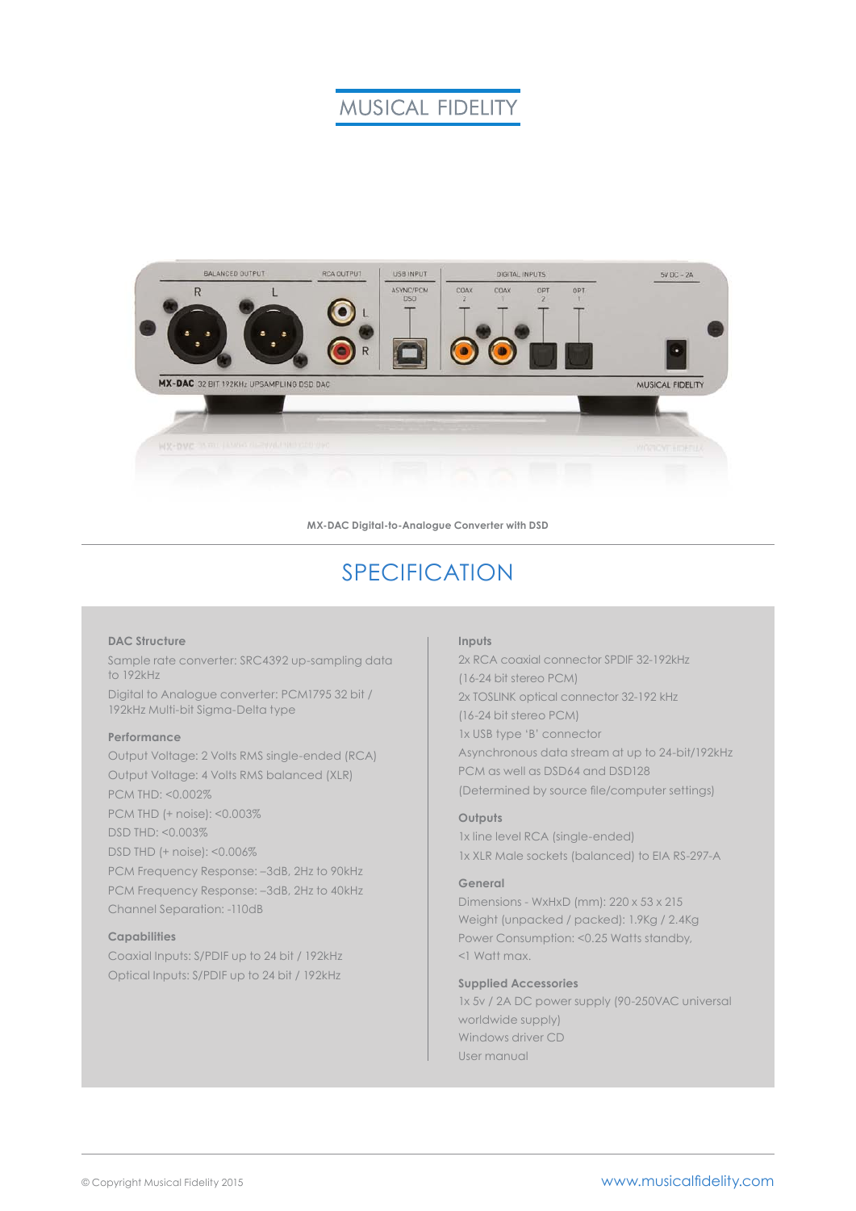MUSICAL FIDELITY

MX-DAC Digital-to-Analogue Converter with DSD

# SPECIFICATION

### DAC Structure

Sample rate converter: SRC4392 up-sampling data to 192kHz

Digital to Analogue converter: PCM1795 32 bit / 192kHz Multi-bit Sigma-Delta type

### Performance

Output Voltage: 2 Volts RMS single-ended (RCA)
Output Voltage: 4 Volts RMS balanced (XLR)
PCM THD: <0.002%
PCM THD (+ noise): <0.003%
DSD THD: <0.003%
DSD THD (+ noise): <0.006%
PCM Frequency Response: –3dB, 2Hz to 90kHz
PCM Frequency Response: –3dB, 2Hz to 40kHz
Channel Separation: -110dB

### Capabilities

Coaxial Inputs: S/PDIF up to 24 bit / 192kHz
Optical Inputs: S/PDIF up to 24 bit / 192kHz

### Inputs

2x RCA coaxial connector SPDIF 32-192kHz
(16-24 bit stereo PCM)
2x TOSLINK optical connector 32-192 kHz
(16-24 bit stereo PCM)
1x USB type 'B' connector
Asynchronous data stream at up to 24-bit/192kHz
PCM as well as DSD64 and DSD128
(Determined by source file/computer settings)

### Outputs

1x line level RCA (single-ended)
1x XLR Male sockets (balanced) to EIA RS-297-A

### General

Dimensions - WxHxD (mm): 220 x 53 x 215
Weight (unpacked / packed): 1.9Kg / 2.4Kg
Power Consumption: <0.25 Watts standby,
<1 Watt max.

### Supplied Accessories

1x 5v / 2A DC power supply (90-250VAC universal worldwide supply)
Windows driver CD
User manual

© Copyright Musical Fidelity 2015

www.musicalfidelity.com